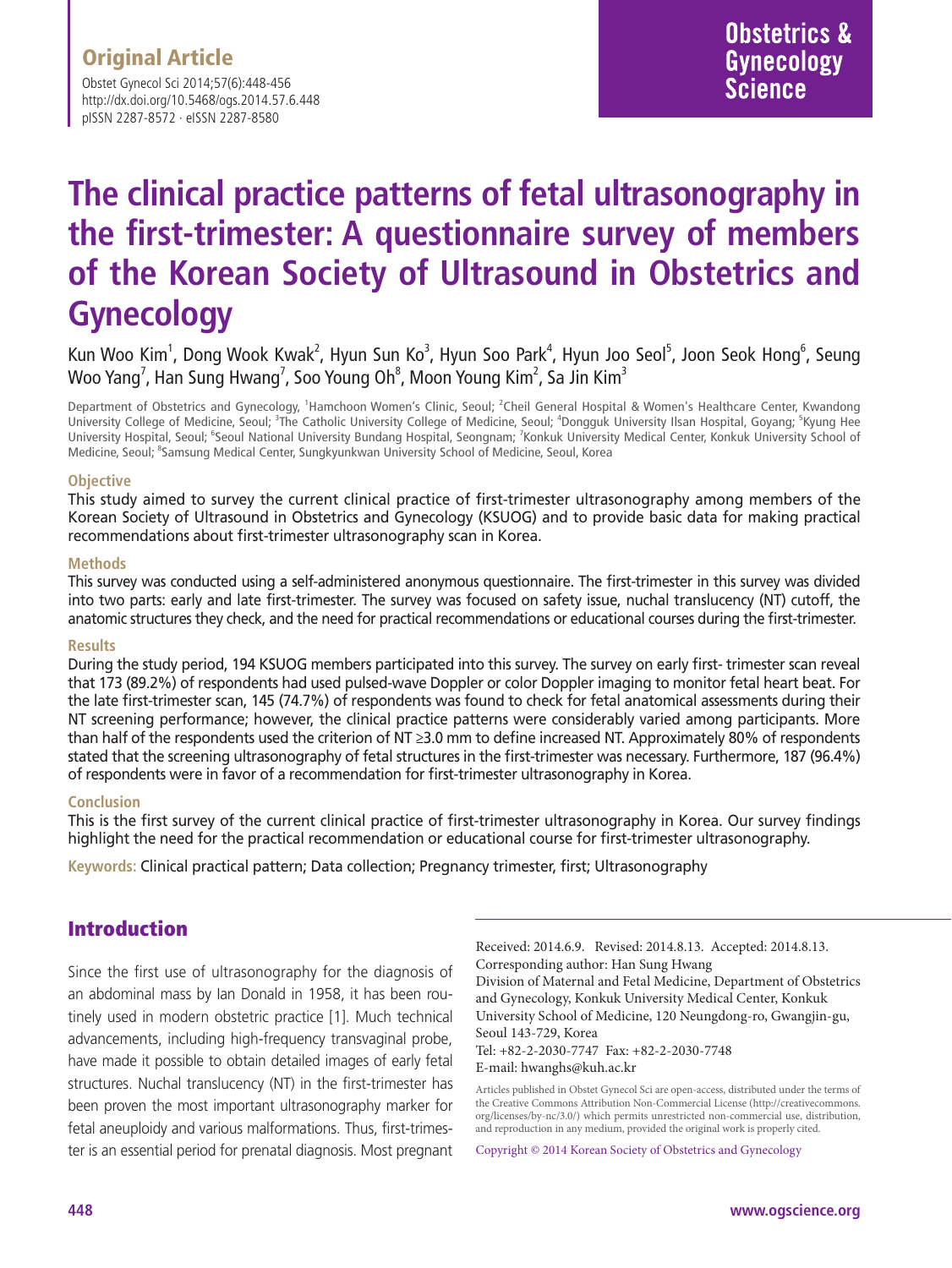Original Article

# The clinical practice patterns of fetal ultrasonography in the first-trimester: A questionnaire survey of members of the Korean Society of Ultrasound in Obstetrics and Gynecology

Kun Woo Kim[1], Dong Wook Kwak[2], Hyun Sun Ko[3], Hyun Soo Park[4], Hyun Joo Seol[5], Joon Seok Hong[6], Seung Woo Yang[7], Han Sung Hwang[7], Soo Young Oh[8], Moon Young Kim[2], Sa Jin Kim[3]

Department of Obstetrics and Gynecology, [1]Hamchoon Women's Clinic, Seoul; [2]Cheil General Hospital & Women's Healthcare Center, Kwandong University College of Medicine, Seoul; [3]The Catholic University College of Medicine, Seoul; [4]Dongguk University Ilsan Hospital, Goyang; [5]Kyung Hee University Hospital, Seoul; [6]Seoul National University Bundang Hospital, Seongnam; [7]Konkuk University Medical Center, Konkuk University School of Medicine, Seoul; [8]Samsung Medical Center, Sungkyunkwan University School of Medicine, Seoul, Korea

### Objective

This study aimed to survey the current clinical practice of first-trimester ultrasonography among members of the Korean Society of Ultrasound in Obstetrics and Gynecology (KSUOG) and to provide basic data for making practical recommendations about first-trimester ultrasonography scan in Korea.

### Methods

This survey was conducted using a self-administered anonymous questionnaire. The first-trimester in this survey was divided into two parts: early and late first-trimester. The survey was focused on safety issue, nuchal translucency (NT) cutoff, the anatomic structures they check, and the need for practical recommendations or educational courses during the first-trimester.

### Results

During the study period, 194 KSUOG members participated into this survey. The survey on early first- trimester scan reveal that 173 (89.2%) of respondents had used pulsed-wave Doppler or color Doppler imaging to monitor fetal heart beat. For the late first-trimester scan, 145 (74.7%) of respondents was found to check for fetal anatomical assessments during their NT screening performance; however, the clinical practice patterns were considerably varied among participants. More than half of the respondents used the criterion of NT ≥3.0 mm to define increased NT. Approximately 80% of respondents stated that the screening ultrasonography of fetal structures in the first-trimester was necessary. Furthermore, 187 (96.4%) of respondents were in favor of a recommendation for first-trimester ultrasonography in Korea.

### Conclusion

This is the first survey of the current clinical practice of first-trimester ultrasonography in Korea. Our survey findings highlight the need for the practical recommendation or educational course for first-trimester ultrasonography.

**Keywords:** Clinical practical pattern; Data collection; Pregnancy trimester, first; Ultrasonography

## Introduction

Since the first use of ultrasonography for the diagnosis of an abdominal mass by Ian Donald in 1958, it has been routinely used in modern obstetric practice [1]. Much technical advancements, including high-frequency transvaginal probe, have made it possible to obtain detailed images of early fetal structures. Nuchal translucency (NT) in the first-trimester has been proven the most important ultrasonography marker for fetal aneuploidy and various malformations. Thus, first-trimester is an essential period for prenatal diagnosis. Most pregnant

Received: 2014.6.9. Revised: 2014.8.13. Accepted: 2014.8.13.
Corresponding author: Han Sung Hwang
Division of Maternal and Fetal Medicine, Department of Obstetrics and Gynecology, Konkuk University Medical Center, Konkuk University School of Medicine, 120 Neungdong-ro, Gwangjin-gu, Seoul 143-729, Korea
Tel: +82-2-2030-7747 Fax: +82-2-2030-7748
E-mail: hwanghs@kuh.ac.kr

Articles published in Obstet Gynecol Sci are open-access, distributed under the terms of the Creative Commons Attribution Non-Commercial License (http://creativecommons.org/licenses/by-nc/3.0/) which permits unrestricted non-commercial use, distribution, and reproduction in any medium, provided the original work is properly cited.

Copyright © 2014 Korean Society of Obstetrics and Gynecology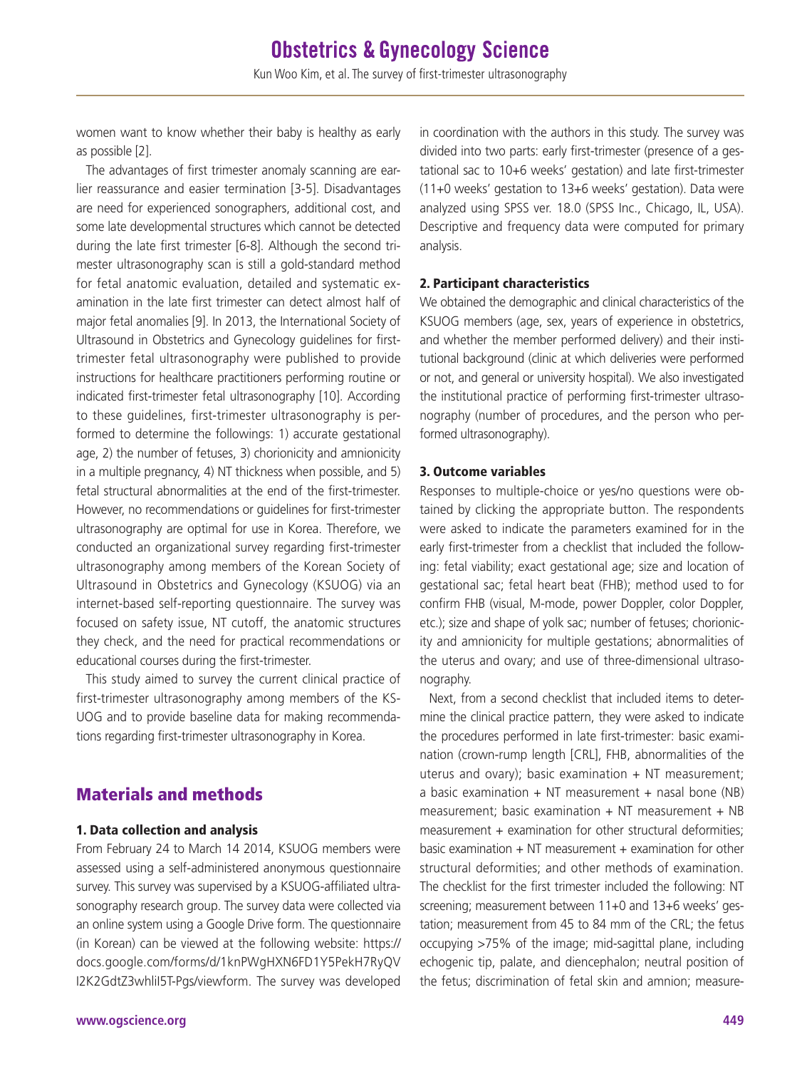women want to know whether their baby is healthy as early as possible [2].

The advantages of first trimester anomaly scanning are earlier reassurance and easier termination [3-5]. Disadvantages are need for experienced sonographers, additional cost, and some late developmental structures which cannot be detected during the late first trimester [6-8]. Although the second trimester ultrasonography scan is still a gold-standard method for fetal anatomic evaluation, detailed and systematic examination in the late first trimester can detect almost half of major fetal anomalies [9]. In 2013, the International Society of Ultrasound in Obstetrics and Gynecology guidelines for first-trimester fetal ultrasonography were published to provide instructions for healthcare practitioners performing routine or indicated first-trimester fetal ultrasonography [10]. According to these guidelines, first-trimester ultrasonography is performed to determine the followings: 1) accurate gestational age, 2) the number of fetuses, 3) chorionicity and amnionicity in a multiple pregnancy, 4) NT thickness when possible, and 5) fetal structural abnormalities at the end of the first-trimester. However, no recommendations or guidelines for first-trimester ultrasonography are optimal for use in Korea. Therefore, we conducted an organizational survey regarding first-trimester ultrasonography among members of the Korean Society of Ultrasound in Obstetrics and Gynecology (KSUOG) via an internet-based self-reporting questionnaire. The survey was focused on safety issue, NT cutoff, the anatomic structures they check, and the need for practical recommendations or educational courses during the first-trimester.

This study aimed to survey the current clinical practice of first-trimester ultrasonography among members of the KSUOG and to provide baseline data for making recommendations regarding first-trimester ultrasonography in Korea.

## Materials and methods

### 1. Data collection and analysis

From February 24 to March 14 2014, KSUOG members were assessed using a self-administered anonymous questionnaire survey. This survey was supervised by a KSUOG-affiliated ultrasonography research group. The survey data were collected via an online system using a Google Drive form. The questionnaire (in Korean) can be viewed at the following website: https://docs.google.com/forms/d/1knPWgHXN6FD1Y5PekH7RyQVI2K2GdtZ3whlil5T-Pgs/viewform. The survey was developed in coordination with the authors in this study. The survey was divided into two parts: early first-trimester (presence of a gestational sac to 10+6 weeks' gestation) and late first-trimester (11+0 weeks' gestation to 13+6 weeks' gestation). Data were analyzed using SPSS ver. 18.0 (SPSS Inc., Chicago, IL, USA). Descriptive and frequency data were computed for primary analysis.

### 2. Participant characteristics

We obtained the demographic and clinical characteristics of the KSUOG members (age, sex, years of experience in obstetrics, and whether the member performed delivery) and their institutional background (clinic at which deliveries were performed or not, and general or university hospital). We also investigated the institutional practice of performing first-trimester ultrasonography (number of procedures, and the person who performed ultrasonography).

### 3. Outcome variables

Responses to multiple-choice or yes/no questions were obtained by clicking the appropriate button. The respondents were asked to indicate the parameters examined for in the early first-trimester from a checklist that included the following: fetal viability; exact gestational age; size and location of gestational sac; fetal heart beat (FHB); method used to for confirm FHB (visual, M-mode, power Doppler, color Doppler, etc.); size and shape of yolk sac; number of fetuses; chorionicity and amnionicity for multiple gestations; abnormalities of the uterus and ovary; and use of three-dimensional ultrasonography.

Next, from a second checklist that included items to determine the clinical practice pattern, they were asked to indicate the procedures performed in late first-trimester: basic examination (crown-rump length [CRL], FHB, abnormalities of the uterus and ovary); basic examination + NT measurement; a basic examination + NT measurement + nasal bone (NB) measurement; basic examination + NT measurement + NB measurement + examination for other structural deformities; basic examination + NT measurement + examination for other structural deformities; and other methods of examination. The checklist for the first trimester included the following: NT screening; measurement between 11+0 and 13+6 weeks' gestation; measurement from 45 to 84 mm of the CRL; the fetus occupying >75% of the image; mid-sagittal plane, including echogenic tip, palate, and diencephalon; neutral position of the fetus; discrimination of fetal skin and amnion; measure-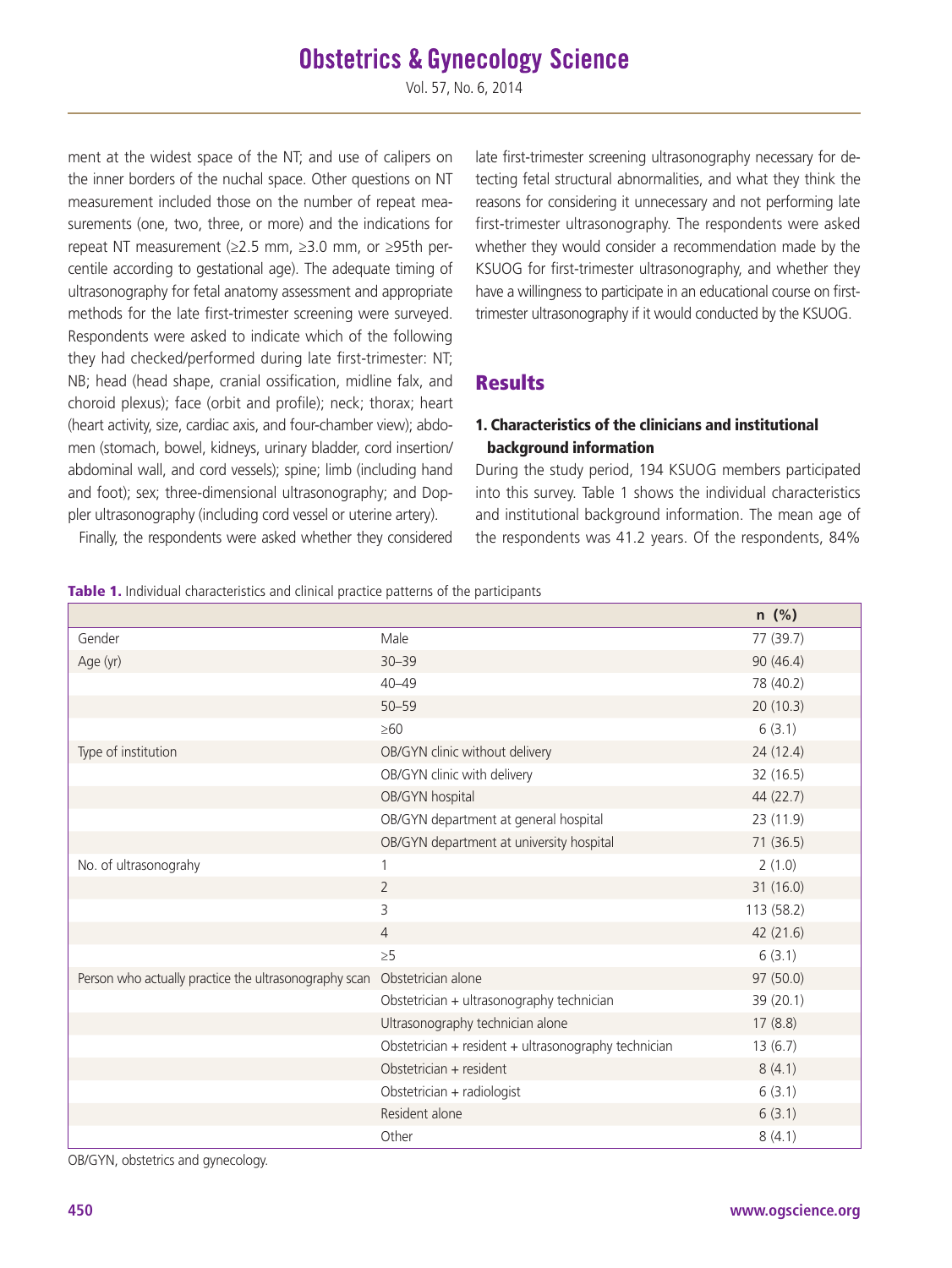ment at the widest space of the NT; and use of calipers on the inner borders of the nuchal space. Other questions on NT measurement included those on the number of repeat measurements (one, two, three, or more) and the indications for repeat NT measurement (≥2.5 mm, ≥3.0 mm, or ≥95th percentile according to gestational age). The adequate timing of ultrasonography for fetal anatomy assessment and appropriate methods for the late first-trimester screening were surveyed. Respondents were asked to indicate which of the following they had checked/performed during late first-trimester: NT; NB; head (head shape, cranial ossification, midline falx, and choroid plexus); face (orbit and profile); neck; thorax; heart (heart activity, size, cardiac axis, and four-chamber view); abdomen (stomach, bowel, kidneys, urinary bladder, cord insertion/abdominal wall, and cord vessels); spine; limb (including hand and foot); sex; three-dimensional ultrasonography; and Doppler ultrasonography (including cord vessel or uterine artery).

Finally, the respondents were asked whether they considered late first-trimester screening ultrasonography necessary for detecting fetal structural abnormalities, and what they think the reasons for considering it unnecessary and not performing late first-trimester ultrasonography. The respondents were asked whether they would consider a recommendation made by the KSUOG for first-trimester ultrasonography, and whether they have a willingness to participate in an educational course on first-trimester ultrasonography if it would conducted by the KSUOG.

## Results

### 1. Characteristics of the clinicians and institutional background information

During the study period, 194 KSUOG members participated into this survey. Table 1 shows the individual characteristics and institutional background information. The mean age of the respondents was 41.2 years. Of the respondents, 84%

**Table 1.** Individual characteristics and clinical practice patterns of the participants

| | | n (%) |
|---|---|---|
| Gender | Male | 77 (39.7) |
| Age (yr) | 30–39 | 90 (46.4) |
| | 40–49 | 78 (40.2) |
| | 50–59 | 20 (10.3) |
| | ≥60 | 6 (3.1) |
| Type of institution | OB/GYN clinic without delivery | 24 (12.4) |
| | OB/GYN clinic with delivery | 32 (16.5) |
| | OB/GYN hospital | 44 (22.7) |
| | OB/GYN department at general hospital | 23 (11.9) |
| | OB/GYN department at university hospital | 71 (36.5) |
| No. of ultrasonograhy | 1 | 2 (1.0) |
| | 2 | 31 (16.0) |
| | 3 | 113 (58.2) |
| | 4 | 42 (21.6) |
| | ≥5 | 6 (3.1) |
| Person who actually practice the ultrasonography scan | Obstetrician alone | 97 (50.0) |
| | Obstetrician + ultrasonography technician | 39 (20.1) |
| | Ultrasonography technician alone | 17 (8.8) |
| | Obstetrician + resident + ultrasonography technician | 13 (6.7) |
| | Obstetrician + resident | 8 (4.1) |
| | Obstetrician + radiologist | 6 (3.1) |
| | Resident alone | 6 (3.1) |
| | Other | 8 (4.1) |

OB/GYN, obstetrics and gynecology.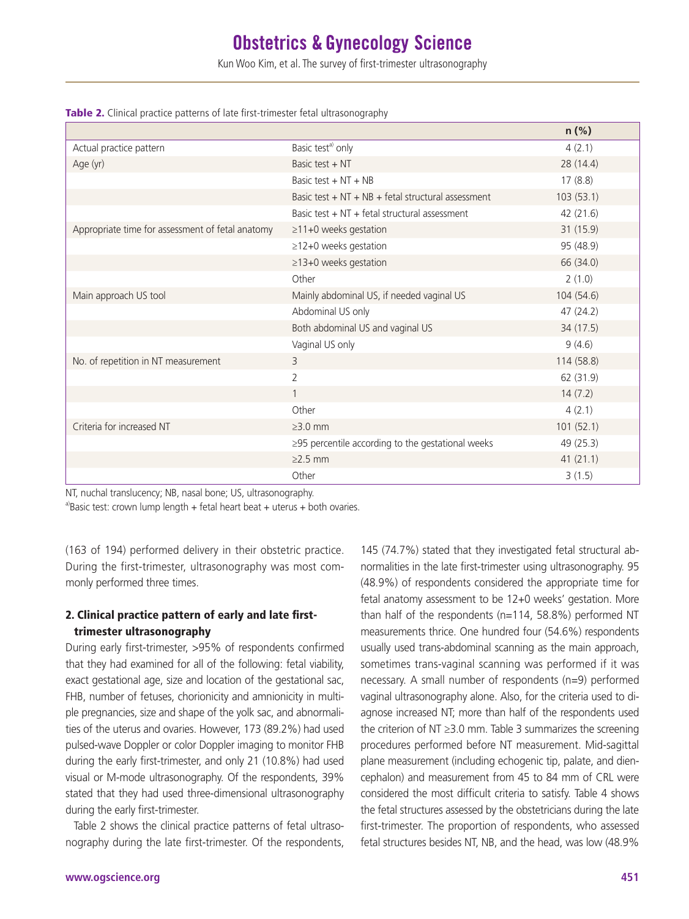**Table 2.** Clinical practice patterns of late first-trimester fetal ultrasonography

| | | n (%) |
|---|---|---|
| Actual practice pattern | Basic test[a] only | 4 (2.1) |
| Age (yr) | Basic test + NT | 28 (14.4) |
| | Basic test + NT + NB | 17 (8.8) |
| | Basic test + NT + NB + fetal structural assessment | 103 (53.1) |
| | Basic test + NT + fetal structural assessment | 42 (21.6) |
| Appropriate time for assessment of fetal anatomy | ≥11+0 weeks gestation | 31 (15.9) |
| | ≥12+0 weeks gestation | 95 (48.9) |
| | ≥13+0 weeks gestation | 66 (34.0) |
| | Other | 2 (1.0) |
| Main approach US tool | Mainly abdominal US, if needed vaginal US | 104 (54.6) |
| | Abdominal US only | 47 (24.2) |
| | Both abdominal US and vaginal US | 34 (17.5) |
| | Vaginal US only | 9 (4.6) |
| No. of repetition in NT measurement | 3 | 114 (58.8) |
| | 2 | 62 (31.9) |
| | 1 | 14 (7.2) |
| | Other | 4 (2.1) |
| Criteria for increased NT | ≥3.0 mm | 101 (52.1) |
| | ≥95 percentile according to the gestational weeks | 49 (25.3) |
| | ≥2.5 mm | 41 (21.1) |
| | Other | 3 (1.5) |

NT, nuchal translucency; NB, nasal bone; US, ultrasonography.
[a]Basic test: crown lump length + fetal heart beat + uterus + both ovaries.

(163 of 194) performed delivery in their obstetric practice. During the first-trimester, ultrasonography was most commonly performed three times.

### 2. Clinical practice pattern of early and late first-trimester ultrasonography

During early first-trimester, >95% of respondents confirmed that they had examined for all of the following: fetal viability, exact gestational age, size and location of the gestational sac, FHB, number of fetuses, chorionicity and amnionicity in multiple pregnancies, size and shape of the yolk sac, and abnormalities of the uterus and ovaries. However, 173 (89.2%) had used pulsed-wave Doppler or color Doppler imaging to monitor FHB during the early first-trimester, and only 21 (10.8%) had used visual or M-mode ultrasonography. Of the respondents, 39% stated that they had used three-dimensional ultrasonography during the early first-trimester.

Table 2 shows the clinical practice patterns of fetal ultrasonography during the late first-trimester. Of the respondents, 145 (74.7%) stated that they investigated fetal structural abnormalities in the late first-trimester using ultrasonography. 95 (48.9%) of respondents considered the appropriate time for fetal anatomy assessment to be 12+0 weeks' gestation. More than half of the respondents (n=114, 58.8%) performed NT measurements thrice. One hundred four (54.6%) respondents usually used trans-abdominal scanning as the main approach, sometimes trans-vaginal scanning was performed if it was necessary. A small number of respondents (n=9) performed vaginal ultrasonography alone. Also, for the criteria used to diagnose increased NT; more than half of the respondents used the criterion of NT ≥3.0 mm. Table 3 summarizes the screening procedures performed before NT measurement. Mid-sagittal plane measurement (including echogenic tip, palate, and diencephalon) and measurement from 45 to 84 mm of CRL were considered the most difficult criteria to satisfy. Table 4 shows the fetal structures assessed by the obstetricians during the late first-trimester. The proportion of respondents, who assessed fetal structures besides NT, NB, and the head, was low (48.9%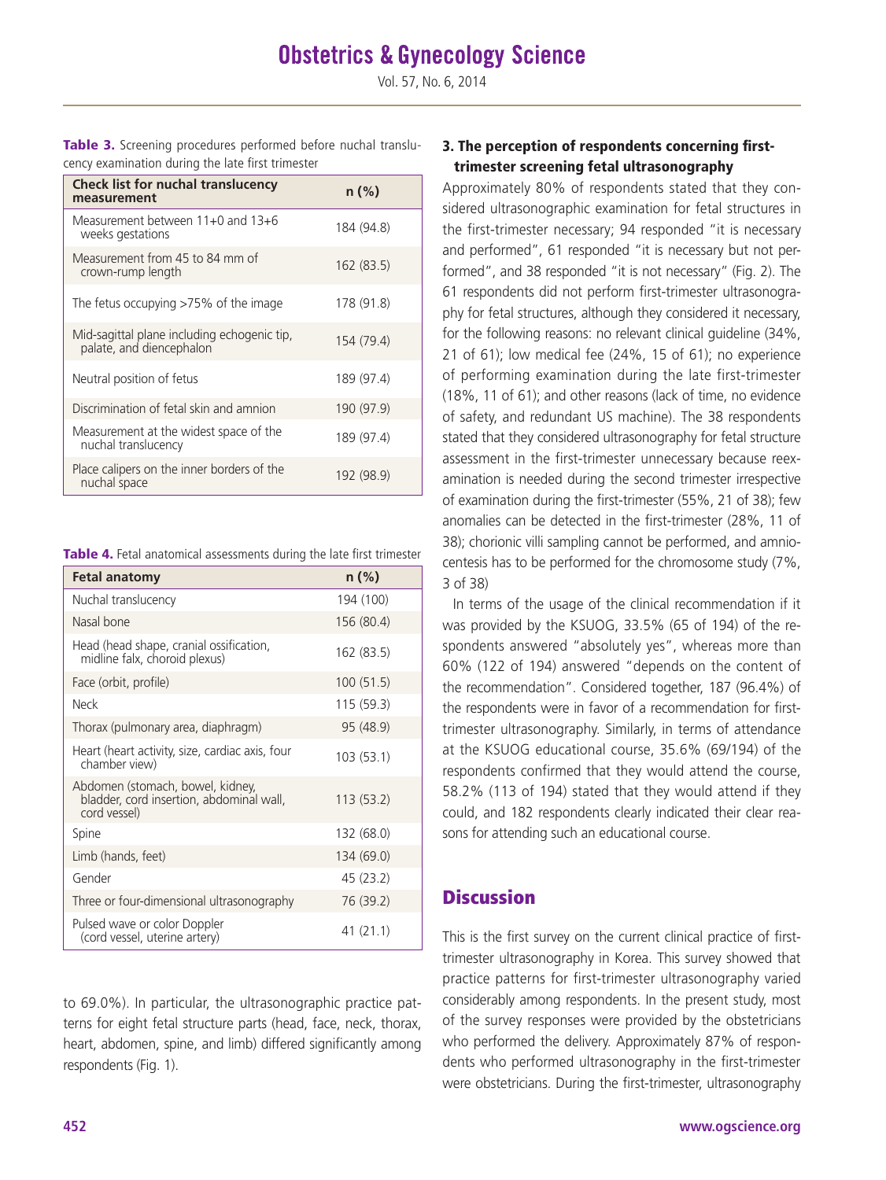**Table 3.** Screening procedures performed before nuchal translucency examination during the late first trimester

| Check list for nuchal translucency measurement | n (%) |
|---|---|
| Measurement between 11+0 and 13+6 weeks gestations | 184 (94.8) |
| Measurement from 45 to 84 mm of crown-rump length | 162 (83.5) |
| The fetus occupying >75% of the image | 178 (91.8) |
| Mid-sagittal plane including echogenic tip, palate, and diencephalon | 154 (79.4) |
| Neutral position of fetus | 189 (97.4) |
| Discrimination of fetal skin and amnion | 190 (97.9) |
| Measurement at the widest space of the nuchal translucency | 189 (97.4) |
| Place calipers on the inner borders of the nuchal space | 192 (98.9) |

**Table 4.** Fetal anatomical assessments during the late first trimester

| Fetal anatomy | n (%) |
|---|---|
| Nuchal translucency | 194 (100) |
| Nasal bone | 156 (80.4) |
| Head (head shape, cranial ossification, midline falx, choroid plexus) | 162 (83.5) |
| Face (orbit, profile) | 100 (51.5) |
| Neck | 115 (59.3) |
| Thorax (pulmonary area, diaphragm) | 95 (48.9) |
| Heart (heart activity, size, cardiac axis, four chamber view) | 103 (53.1) |
| Abdomen (stomach, bowel, kidney, bladder, cord insertion, abdominal wall, cord vessel) | 113 (53.2) |
| Spine | 132 (68.0) |
| Limb (hands, feet) | 134 (69.0) |
| Gender | 45 (23.2) |
| Three or four-dimensional ultrasonography | 76 (39.2) |
| Pulsed wave or color Doppler (cord vessel, uterine artery) | 41 (21.1) |

to 69.0%). In particular, the ultrasonographic practice patterns for eight fetal structure parts (head, face, neck, thorax, heart, abdomen, spine, and limb) differed significantly among respondents (Fig. 1).

### 3. The perception of respondents concerning first-trimester screening fetal ultrasonography

Approximately 80% of respondents stated that they considered ultrasonographic examination for fetal structures in the first-trimester necessary; 94 responded "it is necessary and performed", 61 responded "it is necessary but not performed", and 38 responded "it is not necessary" (Fig. 2). The 61 respondents did not perform first-trimester ultrasonography for fetal structures, although they considered it necessary, for the following reasons: no relevant clinical guideline (34%, 21 of 61); low medical fee (24%, 15 of 61); no experience of performing examination during the late first-trimester (18%, 11 of 61); and other reasons (lack of time, no evidence of safety, and redundant US machine). The 38 respondents stated that they considered ultrasonography for fetal structure assessment in the first-trimester unnecessary because reexamination is needed during the second trimester irrespective of examination during the first-trimester (55%, 21 of 38); few anomalies can be detected in the first-trimester (28%, 11 of 38); chorionic villi sampling cannot be performed, and amniocentesis has to be performed for the chromosome study (7%, 3 of 38)

In terms of the usage of the clinical recommendation if it was provided by the KSUOG, 33.5% (65 of 194) of the respondents answered "absolutely yes", whereas more than 60% (122 of 194) answered "depends on the content of the recommendation". Considered together, 187 (96.4%) of the respondents were in favor of a recommendation for first-trimester ultrasonography. Similarly, in terms of attendance at the KSUOG educational course, 35.6% (69/194) of the respondents confirmed that they would attend the course, 58.2% (113 of 194) stated that they would attend if they could, and 182 respondents clearly indicated their clear reasons for attending such an educational course.

## Discussion

This is the first survey on the current clinical practice of first-trimester ultrasonography in Korea. This survey showed that practice patterns for first-trimester ultrasonography varied considerably among respondents. In the present study, most of the survey responses were provided by the obstetricians who performed the delivery. Approximately 87% of respondents who performed ultrasonography in the first-trimester were obstetricians. During the first-trimester, ultrasonography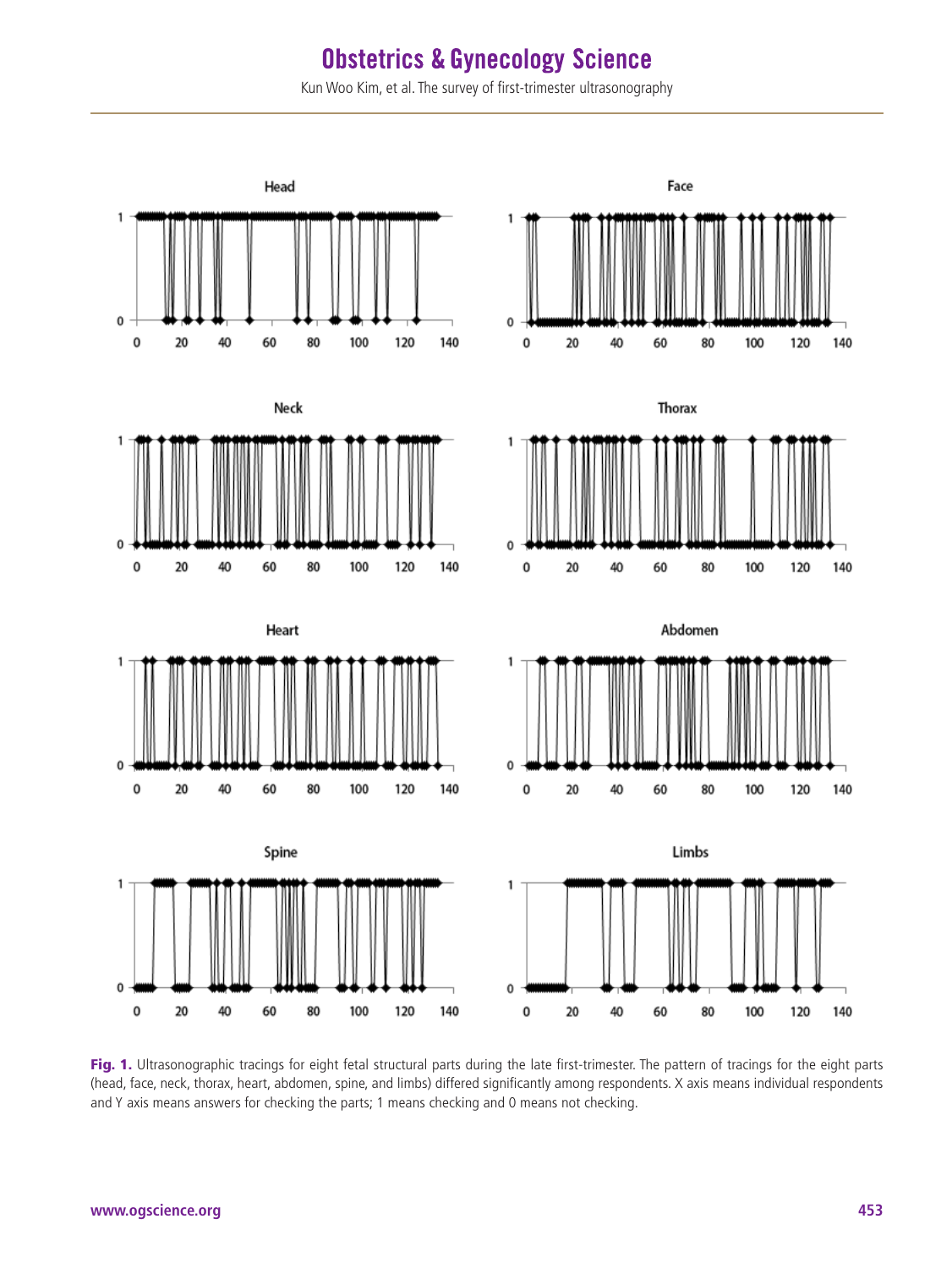**Fig. 1.** Ultrasonographic tracings for eight fetal structural parts during the late first-trimester. The pattern of tracings for the eight parts (head, face, neck, thorax, heart, abdomen, spine, and limbs) differed significantly among respondents. X axis means individual respondents and Y axis means answers for checking the parts; 1 means checking and 0 means not checking.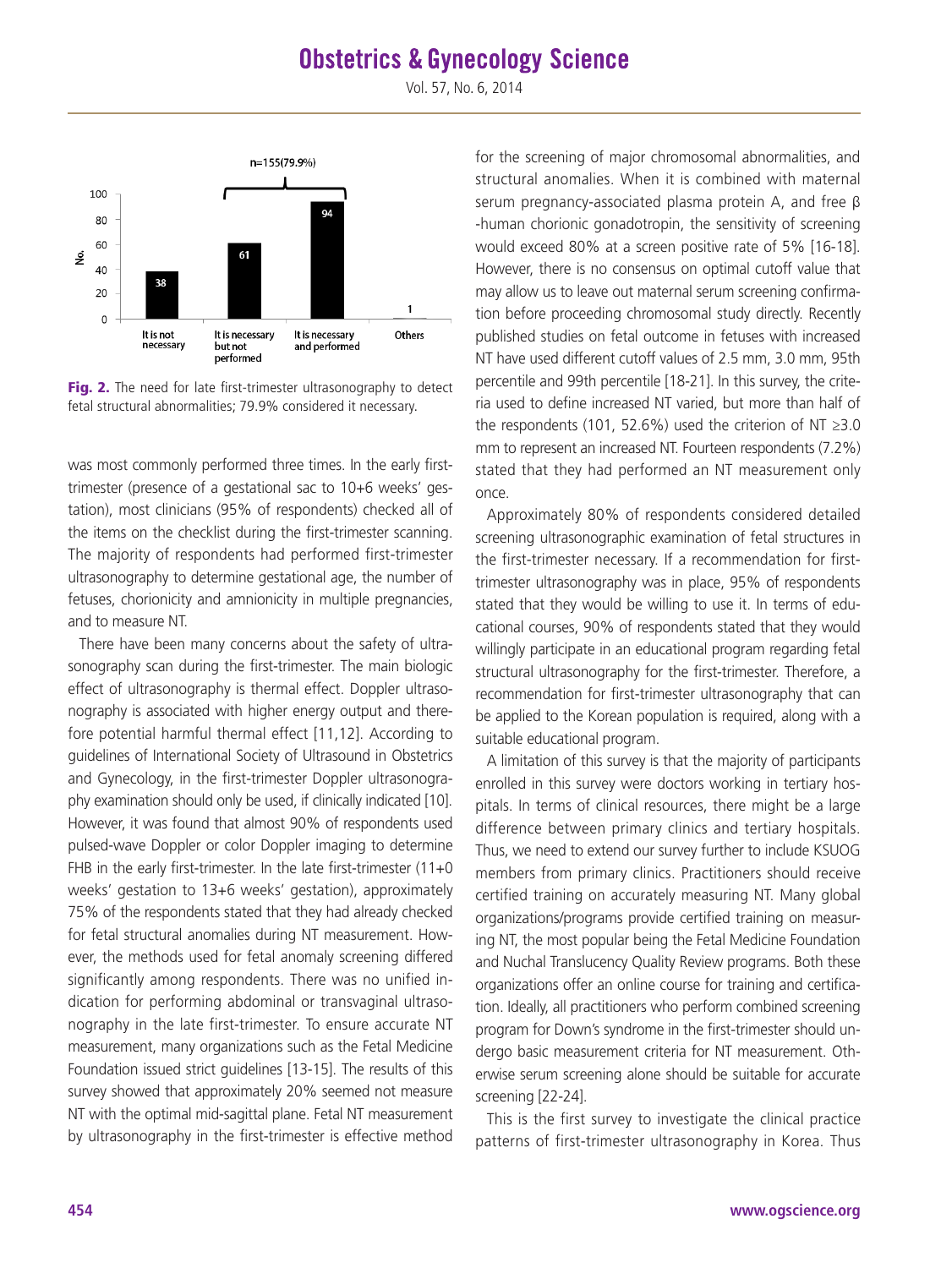Fig. 2. The need for late first-trimester ultrasonography to detect fetal structural abnormalities; 79.9% considered it necessary.

was most commonly performed three times. In the early first-trimester (presence of a gestational sac to 10+6 weeks' gestation), most clinicians (95% of respondents) checked all of the items on the checklist during the first-trimester scanning. The majority of respondents had performed first-trimester ultrasonography to determine gestational age, the number of fetuses, chorionicity and amnionicity in multiple pregnancies, and to measure NT.

There have been many concerns about the safety of ultrasonography scan during the first-trimester. The main biologic effect of ultrasonography is thermal effect. Doppler ultrasonography is associated with higher energy output and therefore potential harmful thermal effect [11,12]. According to guidelines of International Society of Ultrasound in Obstetrics and Gynecology, in the first-trimester Doppler ultrasonography examination should only be used, if clinically indicated [10]. However, it was found that almost 90% of respondents used pulsed-wave Doppler or color Doppler imaging to determine FHB in the early first-trimester. In the late first-trimester (11+0 weeks' gestation to 13+6 weeks' gestation), approximately 75% of the respondents stated that they had already checked for fetal structural anomalies during NT measurement. However, the methods used for fetal anomaly screening differed significantly among respondents. There was no unified indication for performing abdominal or transvaginal ultrasonography in the late first-trimester. To ensure accurate NT measurement, many organizations such as the Fetal Medicine Foundation issued strict guidelines [13-15]. The results of this survey showed that approximately 20% seemed not measure NT with the optimal mid-sagittal plane. Fetal NT measurement by ultrasonography in the first-trimester is effective method for the screening of major chromosomal abnormalities, and structural anomalies. When it is combined with maternal serum pregnancy-associated plasma protein A, and free β-human chorionic gonadotropin, the sensitivity of screening would exceed 80% at a screen positive rate of 5% [16-18]. However, there is no consensus on optimal cutoff value that may allow us to leave out maternal serum screening confirmation before proceeding chromosomal study directly. Recently published studies on fetal outcome in fetuses with increased NT have used different cutoff values of 2.5 mm, 3.0 mm, 95th percentile and 99th percentile [18-21]. In this survey, the criteria used to define increased NT varied, but more than half of the respondents (101, 52.6%) used the criterion of NT ≥3.0 mm to represent an increased NT. Fourteen respondents (7.2%) stated that they had performed an NT measurement only once.

Approximately 80% of respondents considered detailed screening ultrasonographic examination of fetal structures in the first-trimester necessary. If a recommendation for first-trimester ultrasonography was in place, 95% of respondents stated that they would be willing to use it. In terms of educational courses, 90% of respondents stated that they would willingly participate in an educational program regarding fetal structural ultrasonography for the first-trimester. Therefore, a recommendation for first-trimester ultrasonography that can be applied to the Korean population is required, along with a suitable educational program.

A limitation of this survey is that the majority of participants enrolled in this survey were doctors working in tertiary hospitals. In terms of clinical resources, there might be a large difference between primary clinics and tertiary hospitals. Thus, we need to extend our survey further to include KSUOG members from primary clinics. Practitioners should receive certified training on accurately measuring NT. Many global organizations/programs provide certified training on measuring NT, the most popular being the Fetal Medicine Foundation and Nuchal Translucency Quality Review programs. Both these organizations offer an online course for training and certification. Ideally, all practitioners who perform combined screening program for Down's syndrome in the first-trimester should undergo basic measurement criteria for NT measurement. Otherwise serum screening alone should be suitable for accurate screening [22-24].

This is the first survey to investigate the clinical practice patterns of first-trimester ultrasonography in Korea. Thus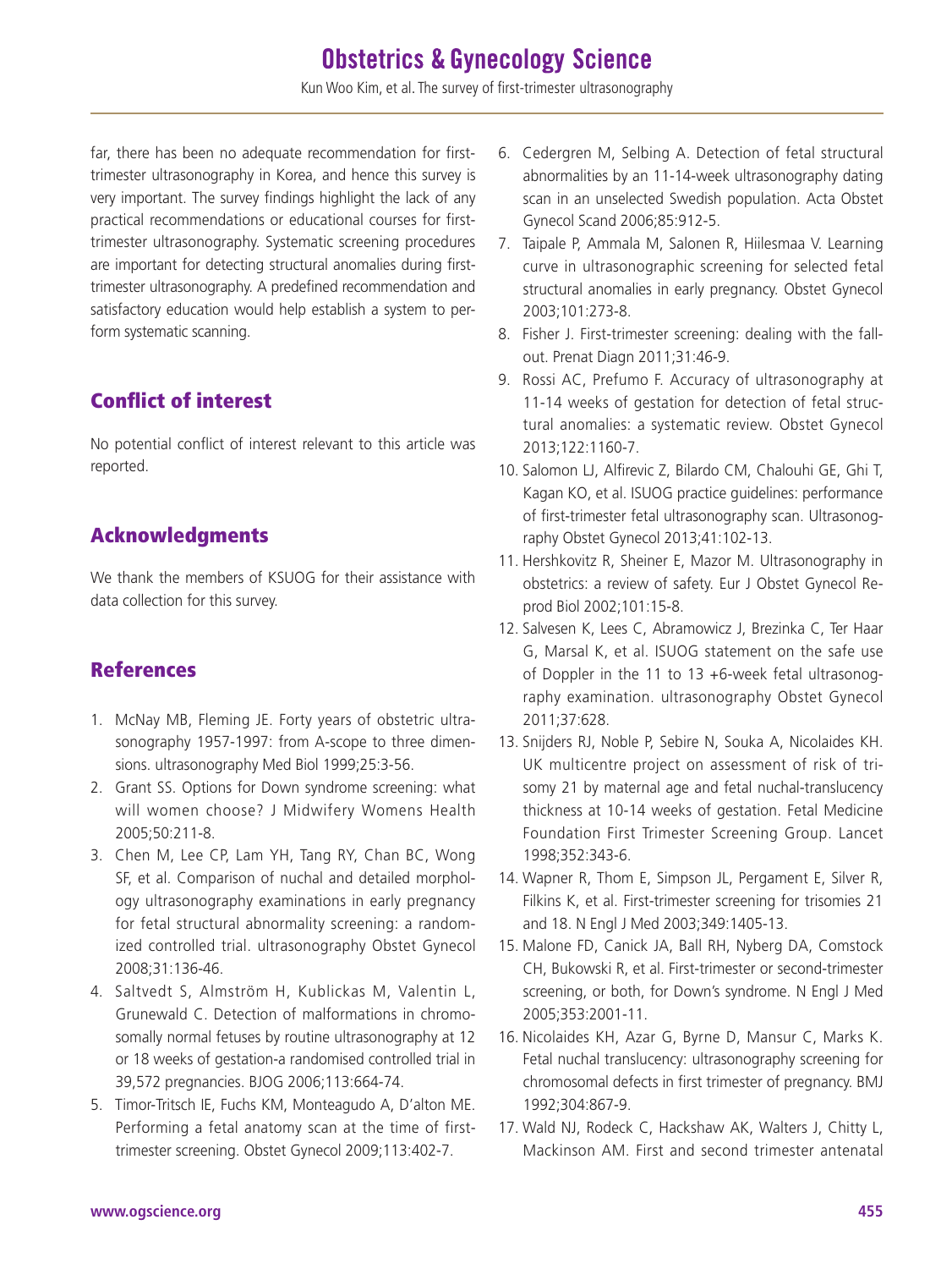far, there has been no adequate recommendation for first-trimester ultrasonography in Korea, and hence this survey is very important. The survey findings highlight the lack of any practical recommendations or educational courses for first-trimester ultrasonography. Systematic screening procedures are important for detecting structural anomalies during first-trimester ultrasonography. A predefined recommendation and satisfactory education would help establish a system to perform systematic scanning.

## Conflict of interest

No potential conflict of interest relevant to this article was reported.

## Acknowledgments

We thank the members of KSUOG for their assistance with data collection for this survey.

## References

1. McNay MB, Fleming JE. Forty years of obstetric ultrasonography 1957-1997: from A-scope to three dimensions. ultrasonography Med Biol 1999;25:3-56.
2. Grant SS. Options for Down syndrome screening: what will women choose? J Midwifery Womens Health 2005;50:211-8.
3. Chen M, Lee CP, Lam YH, Tang RY, Chan BC, Wong SF, et al. Comparison of nuchal and detailed morphology ultrasonography examinations in early pregnancy for fetal structural abnormality screening: a randomized controlled trial. ultrasonography Obstet Gynecol 2008;31:136-46.
4. Saltvedt S, Almström H, Kublickas M, Valentin L, Grunewald C. Detection of malformations in chromosomally normal fetuses by routine ultrasonography at 12 or 18 weeks of gestation-a randomised controlled trial in 39,572 pregnancies. BJOG 2006;113:664-74.
5. Timor-Tritsch IE, Fuchs KM, Monteagudo A, D'alton ME. Performing a fetal anatomy scan at the time of first-trimester screening. Obstet Gynecol 2009;113:402-7.
6. Cedergren M, Selbing A. Detection of fetal structural abnormalities by an 11-14-week ultrasonography dating scan in an unselected Swedish population. Acta Obstet Gynecol Scand 2006;85:912-5.
7. Taipale P, Ammala M, Salonen R, Hiilesmaa V. Learning curve in ultrasonographic screening for selected fetal structural anomalies in early pregnancy. Obstet Gynecol 2003;101:273-8.
8. Fisher J. First-trimester screening: dealing with the fall-out. Prenat Diagn 2011;31:46-9.
9. Rossi AC, Prefumo F. Accuracy of ultrasonography at 11-14 weeks of gestation for detection of fetal structural anomalies: a systematic review. Obstet Gynecol 2013;122:1160-7.
10. Salomon LJ, Alfirevic Z, Bilardo CM, Chalouhi GE, Ghi T, Kagan KO, et al. ISUOG practice guidelines: performance of first-trimester fetal ultrasonography scan. Ultrasonography Obstet Gynecol 2013;41:102-13.
11. Hershkovitz R, Sheiner E, Mazor M. Ultrasonography in obstetrics: a review of safety. Eur J Obstet Gynecol Reprod Biol 2002;101:15-8.
12. Salvesen K, Lees C, Abramowicz J, Brezinka C, Ter Haar G, Marsal K, et al. ISUOG statement on the safe use of Doppler in the 11 to 13 +6-week fetal ultrasonography examination. ultrasonography Obstet Gynecol 2011;37:628.
13. Snijders RJ, Noble P, Sebire N, Souka A, Nicolaides KH. UK multicentre project on assessment of risk of trisomy 21 by maternal age and fetal nuchal-translucency thickness at 10-14 weeks of gestation. Fetal Medicine Foundation First Trimester Screening Group. Lancet 1998;352:343-6.
14. Wapner R, Thom E, Simpson JL, Pergament E, Silver R, Filkins K, et al. First-trimester screening for trisomies 21 and 18. N Engl J Med 2003;349:1405-13.
15. Malone FD, Canick JA, Ball RH, Nyberg DA, Comstock CH, Bukowski R, et al. First-trimester or second-trimester screening, or both, for Down's syndrome. N Engl J Med 2005;353:2001-11.
16. Nicolaides KH, Azar G, Byrne D, Mansur C, Marks K. Fetal nuchal translucency: ultrasonography screening for chromosomal defects in first trimester of pregnancy. BMJ 1992;304:867-9.
17. Wald NJ, Rodeck C, Hackshaw AK, Walters J, Chitty L, Mackinson AM. First and second trimester antenatal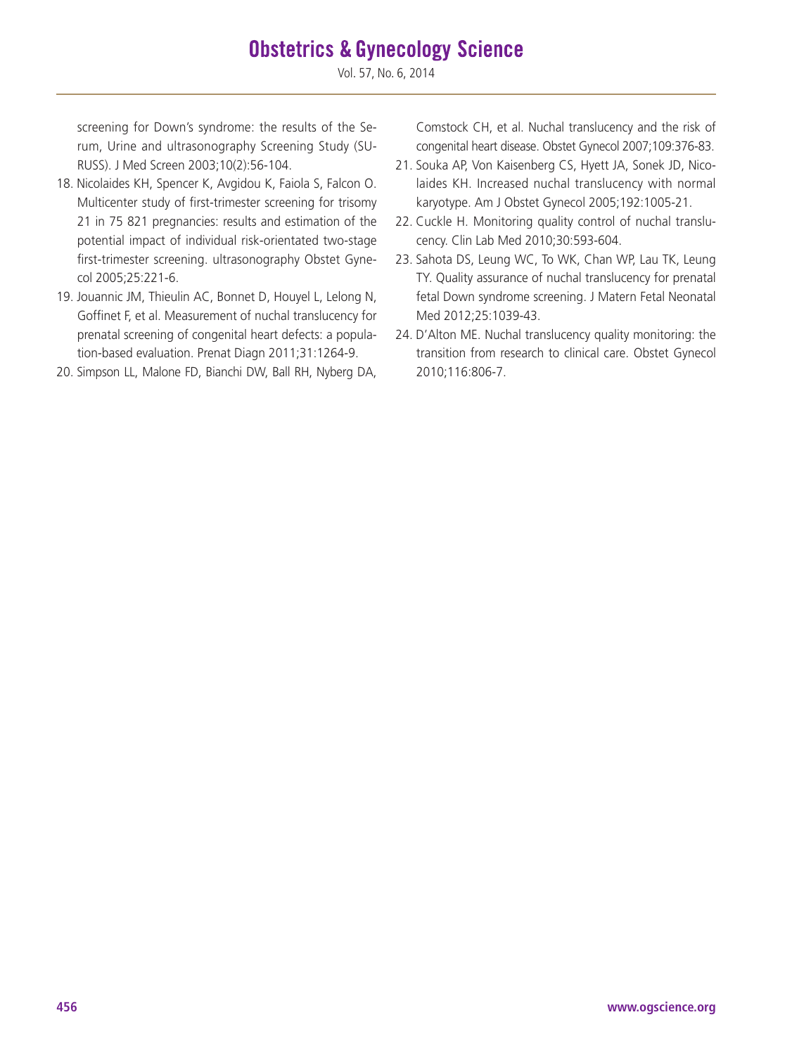screening for Down's syndrome: the results of the Serum, Urine and ultrasonography Screening Study (SURUSS). J Med Screen 2003;10(2):56-104.

18. Nicolaides KH, Spencer K, Avgidou K, Faiola S, Falcon O. Multicenter study of first-trimester screening for trisomy 21 in 75 821 pregnancies: results and estimation of the potential impact of individual risk-orientated two-stage first-trimester screening. ultrasonography Obstet Gynecol 2005;25:221-6.
19. Jouannic JM, Thieulin AC, Bonnet D, Houyel L, Lelong N, Goffinet F, et al. Measurement of nuchal translucency for prenatal screening of congenital heart defects: a population-based evaluation. Prenat Diagn 2011;31:1264-9.
20. Simpson LL, Malone FD, Bianchi DW, Ball RH, Nyberg DA, Comstock CH, et al. Nuchal translucency and the risk of congenital heart disease. Obstet Gynecol 2007;109:376-83.
21. Souka AP, Von Kaisenberg CS, Hyett JA, Sonek JD, Nicolaides KH. Increased nuchal translucency with normal karyotype. Am J Obstet Gynecol 2005;192:1005-21.
22. Cuckle H. Monitoring quality control of nuchal translucency. Clin Lab Med 2010;30:593-604.
23. Sahota DS, Leung WC, To WK, Chan WP, Lau TK, Leung TY. Quality assurance of nuchal translucency for prenatal fetal Down syndrome screening. J Matern Fetal Neonatal Med 2012;25:1039-43.
24. D'Alton ME. Nuchal translucency quality monitoring: the transition from research to clinical care. Obstet Gynecol 2010;116:806-7.